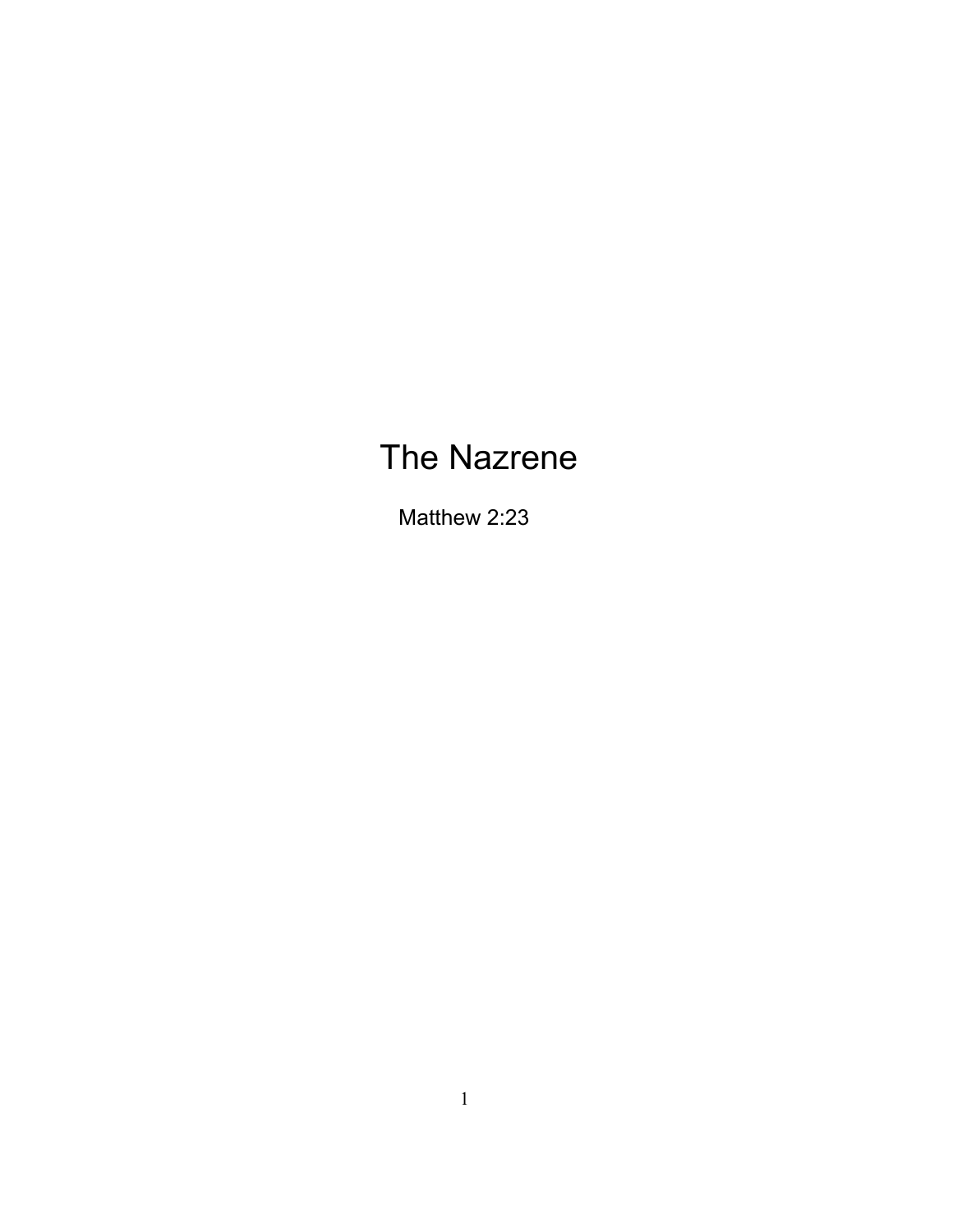# The Nazrene

Matthew 2:23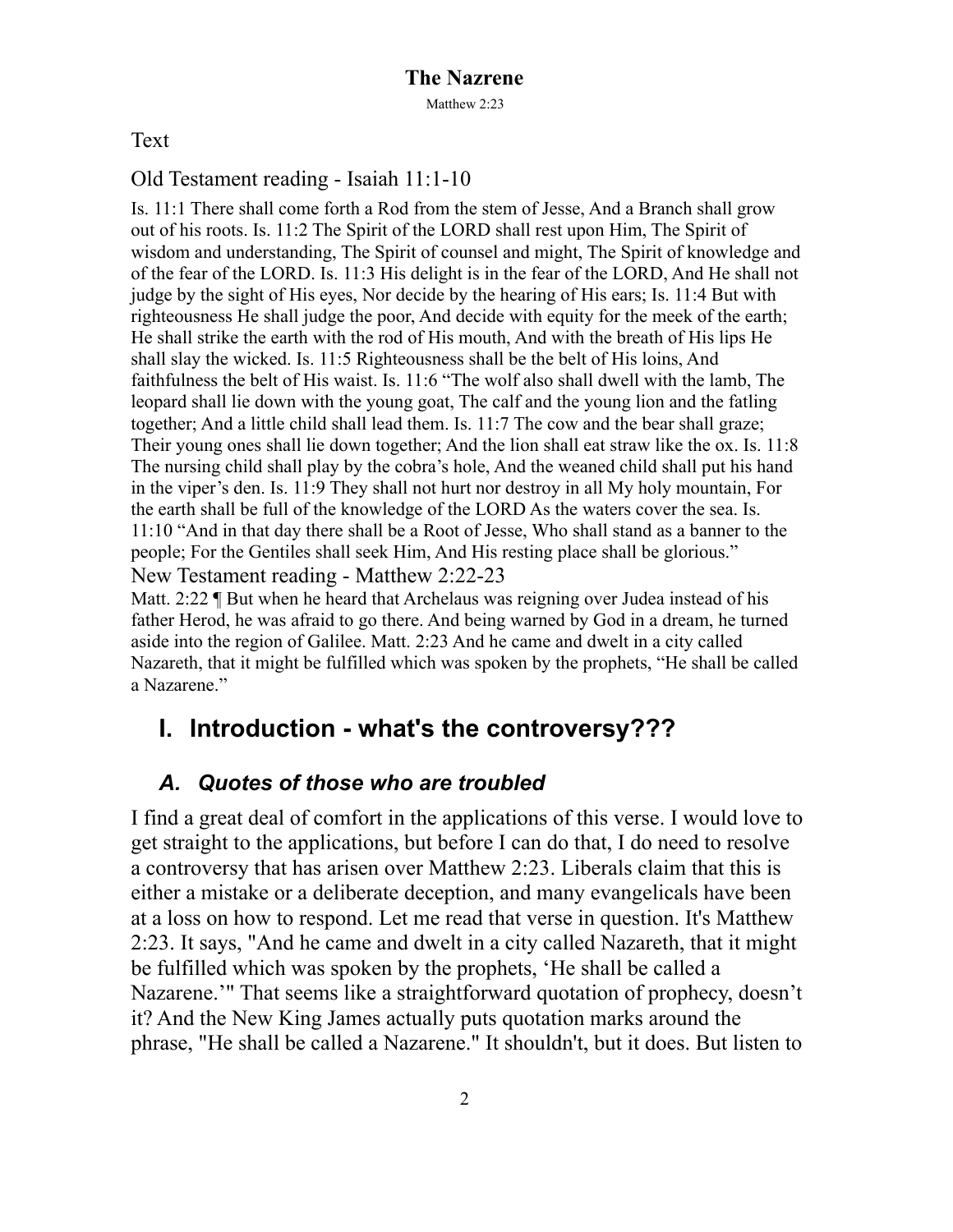# The Nazrene

Matthew 2:23

Text

## Old Testament reading - Isaiah 11:1-10

Is. 11:1 There shall come forth a Rod from the stem of Jesse, And a Branch shall grow out of his roots. Is. 11:2 The Spirit of the LORD shall rest upon Him, The Spirit of wisdom and understanding, The Spirit of counsel and might, The Spirit of knowledge and of the fear of the LORD. Is. 11:3 His delight is in the fear of the LORD, And He shall not judge by the sight of His eyes, Nor decide by the hearing of His ears; Is. 11:4 But with righteousness He shall judge the poor, And decide with equity for the meek of the earth; He shall strike the earth with the rod of His mouth, And with the breath of His lips He shall slay the wicked. Is. 11:5 Righteousness shall be the belt of His loins, And faithfulness the belt of His waist. Is. 11:6 "The wolf also shall dwell with the lamb, The leopard shall lie down with the young goat, The calf and the young lion and the fatling together; And a little child shall lead them. Is. 11:7 The cow and the bear shall graze; Their young ones shall lie down together; And the lion shall eat straw like the ox. Is. 11:8 The nursing child shall play by the cobra's hole, And the weaned child shall put his hand in the viper's den. Is. 11:9 They shall not hurt nor destroy in all My holy mountain, For the earth shall be full of the knowledge of the LORD As the waters cover the sea. Is. 11:10 "And in that day there shall be a Root of Jesse, Who shall stand as a banner to the people; For the Gentiles shall seek Him, And His resting place shall be glorious."

## New Testament reading - Matthew 2:22-23

Matt. 2:22 ¶ But when he heard that Archelaus was reigning over Judea instead of his father Herod, he was afraid to go there. And being warned by God in a dream, he turned aside into the region of Galilee. Matt. 2:23 And he came and dwelt in a city called Nazareth, that it might be fulfilled which was spoken by the prophets, "He shall be called a Nazarene."

# I. Introduction - what's the controversy???

## *A. Quotes of those who are troubled*

I find a great deal of comfort in the applications of this verse. I would love to get straight to the applications, but before I can do that, I do need to resolve a controversy that has arisen over Matthew 2:23. Liberals claim that this is either a mistake or a deliberate deception, and many evangelicals have been at a loss on how to respond. Let me read that verse in question. It's Matthew 2:23. It says, "And he came and dwelt in a city called Nazareth, that it might be fulfilled which was spoken by the prophets, 'He shall be called a Nazarene.'" That seems like a straightforward quotation of prophecy, doesn't it? And the New King James actually puts quotation marks around the phrase, "He shall be called a Nazarene." It shouldn't, but it does. But listen to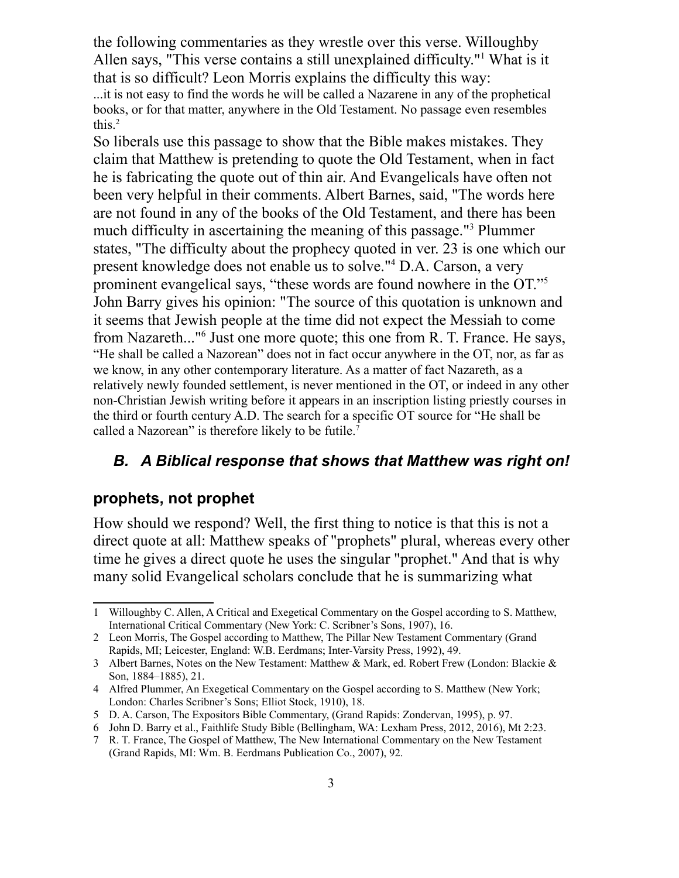the following commentaries as they wrestle over this verse. Willoughby Allen says, "This verse contains a still unexplained difficulty."[1] What is it that is so difficult? Leon Morris explains the difficulty this way:

> ...it is not easy to find the words he will be called a Nazarene in any of the prophetical books, or for that matter, anywhere in the Old Testament. No passage even resembles this.[2]

So liberals use this passage to show that the Bible makes mistakes. They claim that Matthew is pretending to quote the Old Testament, when in fact he is fabricating the quote out of thin air. And Evangelicals have often not been very helpful in their comments. Albert Barnes, said, "The words here are not found in any of the books of the Old Testament, and there has been much difficulty in ascertaining the meaning of this passage."[3] Plummer states, "The difficulty about the prophecy quoted in ver. 23 is one which our present knowledge does not enable us to solve."[4] D.A. Carson, a very prominent evangelical says, "these words are found nowhere in the OT."[5] John Barry gives his opinion: "The source of this quotation is unknown and it seems that Jewish people at the time did not expect the Messiah to come from Nazareth..."[6] Just one more quote; this one from R. T. France. He says,

> "He shall be called a Nazorean" does not in fact occur anywhere in the OT, nor, as far as we know, in any other contemporary literature. As a matter of fact Nazareth, as a relatively newly founded settlement, is never mentioned in the OT, or indeed in any other non-Christian Jewish writing before it appears in an inscription listing priestly courses in the third or fourth century A.D. The search for a specific OT source for "He shall be called a Nazorean" is therefore likely to be futile.[7]

## *B. A Biblical response that shows that Matthew was right on!*

### prophets, not prophet

How should we respond? Well, the first thing to notice is that this is not a direct quote at all: Matthew speaks of "prophets" plural, whereas every other time he gives a direct quote he uses the singular "prophet." And that is why many solid Evangelical scholars conclude that he is summarizing what

---

1 Willoughby C. Allen, A Critical and Exegetical Commentary on the Gospel according to S. Matthew, International Critical Commentary (New York: C. Scribner's Sons, 1907), 16.

2 Leon Morris, The Gospel according to Matthew, The Pillar New Testament Commentary (Grand Rapids, MI; Leicester, England: W.B. Eerdmans; Inter-Varsity Press, 1992), 49.

3 Albert Barnes, Notes on the New Testament: Matthew & Mark, ed. Robert Frew (London: Blackie & Son, 1884–1885), 21.

4 Alfred Plummer, An Exegetical Commentary on the Gospel according to S. Matthew (New York; London: Charles Scribner's Sons; Elliot Stock, 1910), 18.

5 D. A. Carson, The Expositors Bible Commentary, (Grand Rapids: Zondervan, 1995), p. 97.

6 John D. Barry et al., Faithlife Study Bible (Bellingham, WA: Lexham Press, 2012, 2016), Mt 2:23.

7 R. T. France, The Gospel of Matthew, The New International Commentary on the New Testament (Grand Rapids, MI: Wm. B. Eerdmans Publication Co., 2007), 92.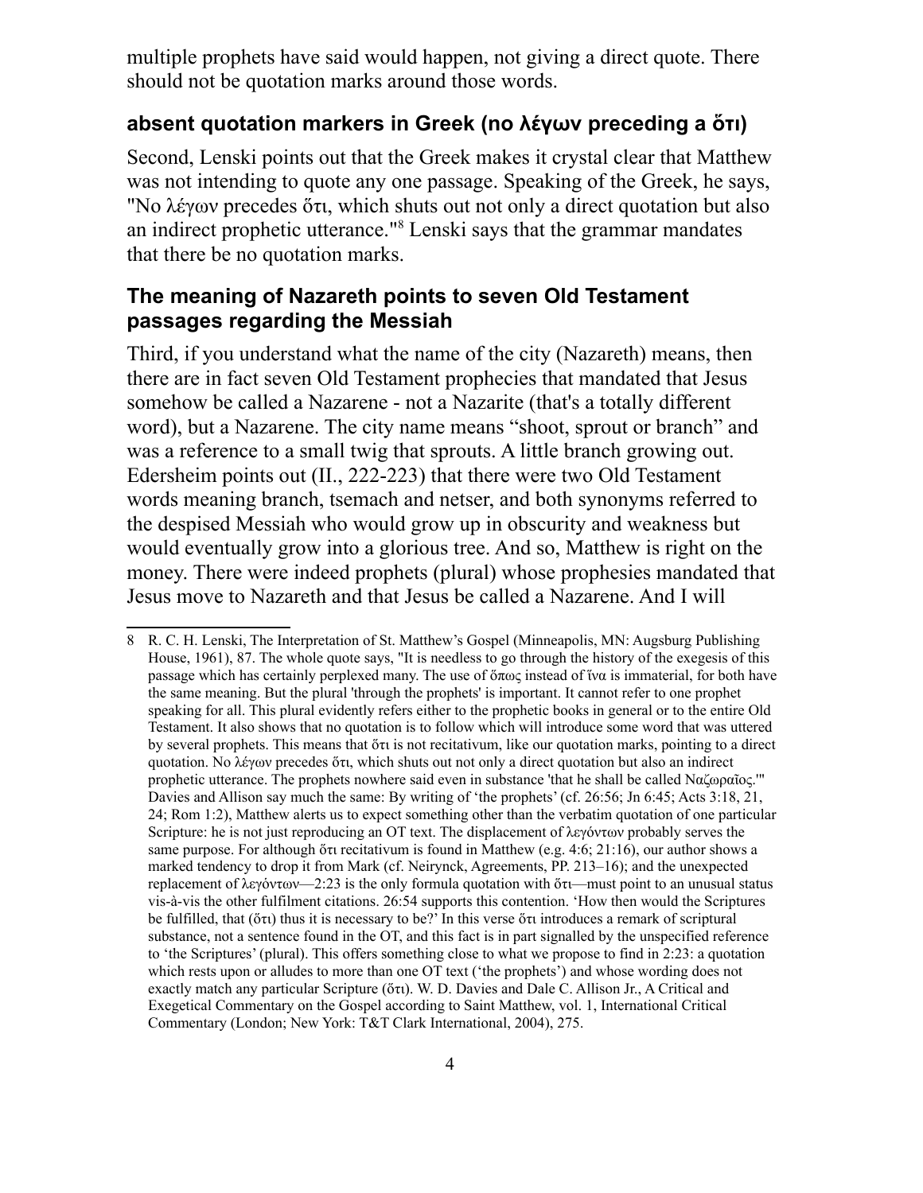multiple prophets have said would happen, not giving a direct quote. There should not be quotation marks around those words.

### absent quotation markers in Greek (no λέγων preceding a ὅτι)

Second, Lenski points out that the Greek makes it crystal clear that Matthew was not intending to quote any one passage. Speaking of the Greek, he says, "No λέγων precedes ὅτι, which shuts out not only a direct quotation but also an indirect prophetic utterance."[8] Lenski says that the grammar mandates that there be no quotation marks.

### The meaning of Nazareth points to seven Old Testament passages regarding the Messiah

Third, if you understand what the name of the city (Nazareth) means, then there are in fact seven Old Testament prophecies that mandated that Jesus somehow be called a Nazarene - not a Nazarite (that's a totally different word), but a Nazarene. The city name means "shoot, sprout or branch" and was a reference to a small twig that sprouts. A little branch growing out. Edersheim points out (II., 222-223) that there were two Old Testament words meaning branch, tsemach and netser, and both synonyms referred to the despised Messiah who would grow up in obscurity and weakness but would eventually grow into a glorious tree. And so, Matthew is right on the money. There were indeed prophets (plural) whose prophesies mandated that Jesus move to Nazareth and that Jesus be called a Nazarene. And I will

---

8 R. C. H. Lenski, The Interpretation of St. Matthew's Gospel (Minneapolis, MN: Augsburg Publishing House, 1961), 87. The whole quote says, "It is needless to go through the history of the exegesis of this passage which has certainly perplexed many. The use of ὅπως instead of ἵνα is immaterial, for both have the same meaning. But the plural 'through the prophets' is important. It cannot refer to one prophet speaking for all. This plural evidently refers either to the prophetic books in general or to the entire Old Testament. It also shows that no quotation is to follow which will introduce some word that was uttered by several prophets. This means that ὅτι is not recitativum, like our quotation marks, pointing to a direct quotation. No λέγων precedes ὅτι, which shuts out not only a direct quotation but also an indirect prophetic utterance. The prophets nowhere said even in substance 'that he shall be called Ναζωραῖος.'" Davies and Allison say much the same: By writing of 'the prophets' (cf. 26:56; Jn 6:45; Acts 3:18, 21, 24; Rom 1:2), Matthew alerts us to expect something other than the verbatim quotation of one particular Scripture: he is not just reproducing an OT text. The displacement of λεγόντων probably serves the same purpose. For although ὅτι recitativum is found in Matthew (e.g. 4:6; 21:16), our author shows a marked tendency to drop it from Mark (cf. Neirynck, Agreements, PP. 213–16); and the unexpected replacement of λεγόντων—2:23 is the only formula quotation with ὅτι—must point to an unusual status vis-à-vis the other fulfilment citations. 26:54 supports this contention. 'How then would the Scriptures be fulfilled, that (ὅτι) thus it is necessary to be?' In this verse ὅτι introduces a remark of scriptural substance, not a sentence found in the OT, and this fact is in part signalled by the unspecified reference to 'the Scriptures' (plural). This offers something close to what we propose to find in 2:23: a quotation which rests upon or alludes to more than one OT text ('the prophets') and whose wording does not exactly match any particular Scripture (ὅτι). W. D. Davies and Dale C. Allison Jr., A Critical and Exegetical Commentary on the Gospel according to Saint Matthew, vol. 1, International Critical Commentary (London; New York: T&T Clark International, 2004), 275.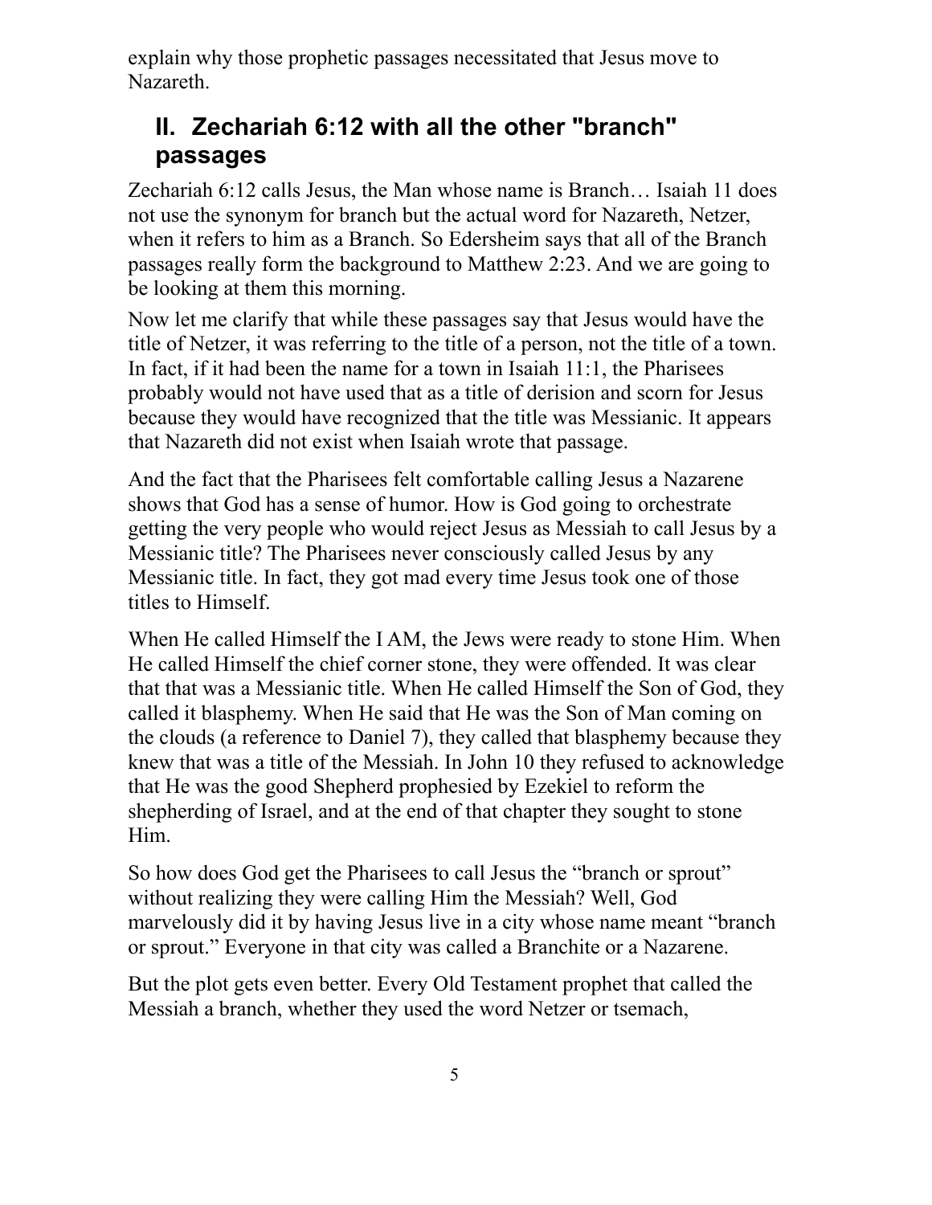explain why those prophetic passages necessitated that Jesus move to Nazareth.

## II. Zechariah 6:12 with all the other "branch" passages

Zechariah 6:12 calls Jesus, the Man whose name is Branch… Isaiah 11 does not use the synonym for branch but the actual word for Nazareth, Netzer, when it refers to him as a Branch. So Edersheim says that all of the Branch passages really form the background to Matthew 2:23. And we are going to be looking at them this morning.

Now let me clarify that while these passages say that Jesus would have the title of Netzer, it was referring to the title of a person, not the title of a town. In fact, if it had been the name for a town in Isaiah 11:1, the Pharisees probably would not have used that as a title of derision and scorn for Jesus because they would have recognized that the title was Messianic. It appears that Nazareth did not exist when Isaiah wrote that passage.

And the fact that the Pharisees felt comfortable calling Jesus a Nazarene shows that God has a sense of humor. How is God going to orchestrate getting the very people who would reject Jesus as Messiah to call Jesus by a Messianic title? The Pharisees never consciously called Jesus by any Messianic title. In fact, they got mad every time Jesus took one of those titles to Himself.

When He called Himself the I AM, the Jews were ready to stone Him. When He called Himself the chief corner stone, they were offended. It was clear that that was a Messianic title. When He called Himself the Son of God, they called it blasphemy. When He said that He was the Son of Man coming on the clouds (a reference to Daniel 7), they called that blasphemy because they knew that was a title of the Messiah. In John 10 they refused to acknowledge that He was the good Shepherd prophesied by Ezekiel to reform the shepherding of Israel, and at the end of that chapter they sought to stone Him.

So how does God get the Pharisees to call Jesus the "branch or sprout" without realizing they were calling Him the Messiah? Well, God marvelously did it by having Jesus live in a city whose name meant "branch or sprout." Everyone in that city was called a Branchite or a Nazarene.

But the plot gets even better. Every Old Testament prophet that called the Messiah a branch, whether they used the word Netzer or tsemach,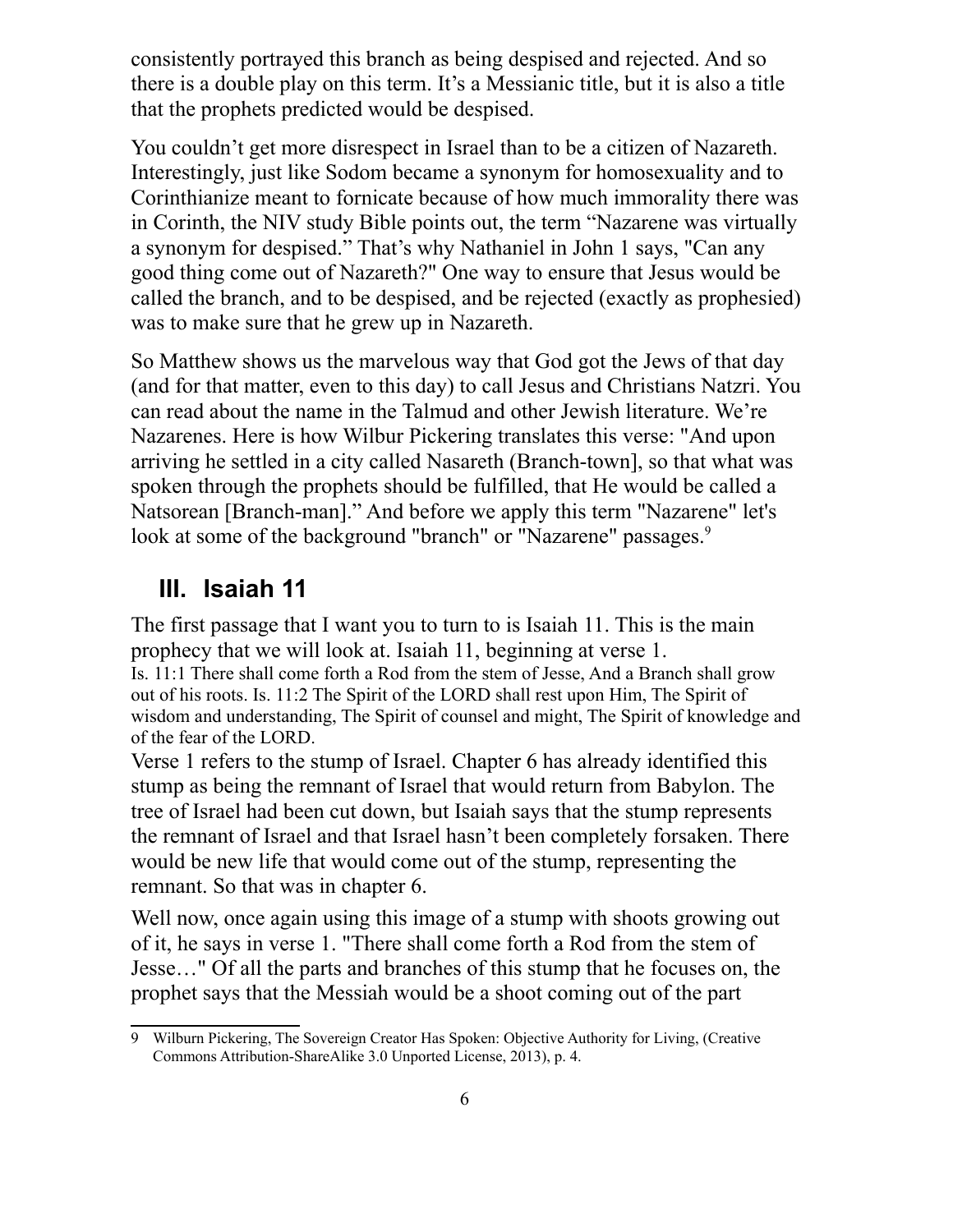consistently portrayed this branch as being despised and rejected. And so there is a double play on this term. It's a Messianic title, but it is also a title that the prophets predicted would be despised.

You couldn't get more disrespect in Israel than to be a citizen of Nazareth. Interestingly, just like Sodom became a synonym for homosexuality and to Corinthianize meant to fornicate because of how much immorality there was in Corinth, the NIV study Bible points out, the term "Nazarene was virtually a synonym for despised." That's why Nathaniel in John 1 says, "Can any good thing come out of Nazareth?" One way to ensure that Jesus would be called the branch, and to be despised, and be rejected (exactly as prophesied) was to make sure that he grew up in Nazareth.

So Matthew shows us the marvelous way that God got the Jews of that day (and for that matter, even to this day) to call Jesus and Christians Natzri. You can read about the name in the Talmud and other Jewish literature. We're Nazarenes. Here is how Wilbur Pickering translates this verse: "And upon arriving he settled in a city called Nasareth (Branch-town], so that what was spoken through the prophets should be fulfilled, that He would be called a Natsorean [Branch-man]." And before we apply this term "Nazarene" let's look at some of the background "branch" or "Nazarene" passages.[9]

## III. Isaiah 11

The first passage that I want you to turn to is Isaiah 11. This is the main prophecy that we will look at. Isaiah 11, beginning at verse 1.

Is. 11:1 There shall come forth a Rod from the stem of Jesse, And a Branch shall grow out of his roots. Is. 11:2 The Spirit of the LORD shall rest upon Him, The Spirit of wisdom and understanding, The Spirit of counsel and might, The Spirit of knowledge and of the fear of the LORD.

Verse 1 refers to the stump of Israel. Chapter 6 has already identified this stump as being the remnant of Israel that would return from Babylon. The tree of Israel had been cut down, but Isaiah says that the stump represents the remnant of Israel and that Israel hasn't been completely forsaken. There would be new life that would come out of the stump, representing the remnant. So that was in chapter 6.

Well now, once again using this image of a stump with shoots growing out of it, he says in verse 1. "There shall come forth a Rod from the stem of Jesse…" Of all the parts and branches of this stump that he focuses on, the prophet says that the Messiah would be a shoot coming out of the part

---

9 Wilburn Pickering, The Sovereign Creator Has Spoken: Objective Authority for Living, (Creative Commons Attribution-ShareAlike 3.0 Unported License, 2013), p. 4.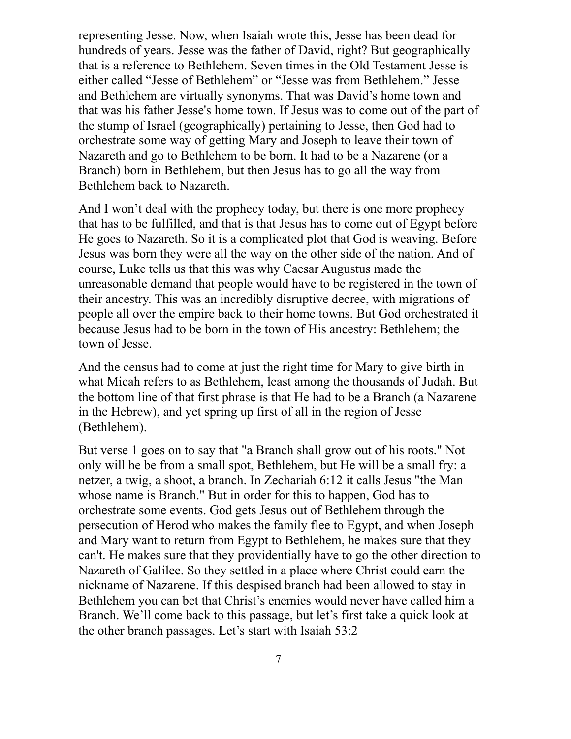representing Jesse. Now, when Isaiah wrote this, Jesse has been dead for hundreds of years. Jesse was the father of David, right? But geographically that is a reference to Bethlehem. Seven times in the Old Testament Jesse is either called "Jesse of Bethlehem" or "Jesse was from Bethlehem." Jesse and Bethlehem are virtually synonyms. That was David's home town and that was his father Jesse's home town. If Jesus was to come out of the part of the stump of Israel (geographically) pertaining to Jesse, then God had to orchestrate some way of getting Mary and Joseph to leave their town of Nazareth and go to Bethlehem to be born. It had to be a Nazarene (or a Branch) born in Bethlehem, but then Jesus has to go all the way from Bethlehem back to Nazareth.

And I won't deal with the prophecy today, but there is one more prophecy that has to be fulfilled, and that is that Jesus has to come out of Egypt before He goes to Nazareth. So it is a complicated plot that God is weaving. Before Jesus was born they were all the way on the other side of the nation. And of course, Luke tells us that this was why Caesar Augustus made the unreasonable demand that people would have to be registered in the town of their ancestry. This was an incredibly disruptive decree, with migrations of people all over the empire back to their home towns. But God orchestrated it because Jesus had to be born in the town of His ancestry: Bethlehem; the town of Jesse.

And the census had to come at just the right time for Mary to give birth in what Micah refers to as Bethlehem, least among the thousands of Judah. But the bottom line of that first phrase is that He had to be a Branch (a Nazarene in the Hebrew), and yet spring up first of all in the region of Jesse (Bethlehem).

But verse 1 goes on to say that "a Branch shall grow out of his roots." Not only will he be from a small spot, Bethlehem, but He will be a small fry: a netzer, a twig, a shoot, a branch. In Zechariah 6:12 it calls Jesus "the Man whose name is Branch." But in order for this to happen, God has to orchestrate some events. God gets Jesus out of Bethlehem through the persecution of Herod who makes the family flee to Egypt, and when Joseph and Mary want to return from Egypt to Bethlehem, he makes sure that they can't. He makes sure that they providentially have to go the other direction to Nazareth of Galilee. So they settled in a place where Christ could earn the nickname of Nazarene. If this despised branch had been allowed to stay in Bethlehem you can bet that Christ's enemies would never have called him a Branch. We'll come back to this passage, but let's first take a quick look at the other branch passages. Let's start with Isaiah 53:2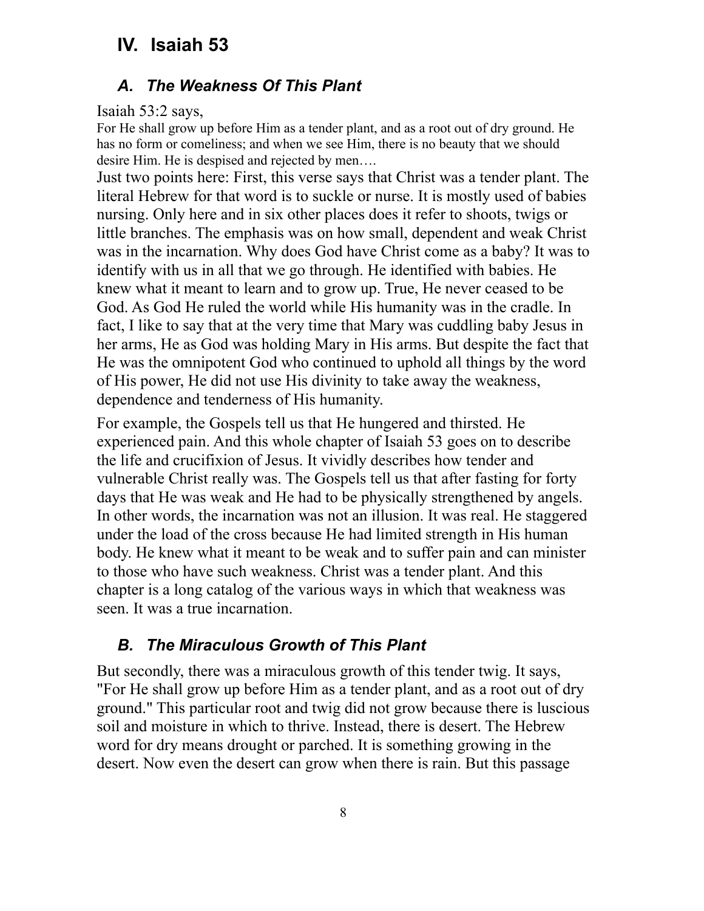## IV. Isaiah 53

### *A. The Weakness Of This Plant*

Isaiah 53:2 says,

For He shall grow up before Him as a tender plant, and as a root out of dry ground. He has no form or comeliness; and when we see Him, there is no beauty that we should desire Him. He is despised and rejected by men….

Just two points here: First, this verse says that Christ was a tender plant. The literal Hebrew for that word is to suckle or nurse. It is mostly used of babies nursing. Only here and in six other places does it refer to shoots, twigs or little branches. The emphasis was on how small, dependent and weak Christ was in the incarnation. Why does God have Christ come as a baby? It was to identify with us in all that we go through. He identified with babies. He knew what it meant to learn and to grow up. True, He never ceased to be God. As God He ruled the world while His humanity was in the cradle. In fact, I like to say that at the very time that Mary was cuddling baby Jesus in her arms, He as God was holding Mary in His arms. But despite the fact that He was the omnipotent God who continued to uphold all things by the word of His power, He did not use His divinity to take away the weakness, dependence and tenderness of His humanity.

For example, the Gospels tell us that He hungered and thirsted. He experienced pain. And this whole chapter of Isaiah 53 goes on to describe the life and crucifixion of Jesus. It vividly describes how tender and vulnerable Christ really was. The Gospels tell us that after fasting for forty days that He was weak and He had to be physically strengthened by angels. In other words, the incarnation was not an illusion. It was real. He staggered under the load of the cross because He had limited strength in His human body. He knew what it meant to be weak and to suffer pain and can minister to those who have such weakness. Christ was a tender plant. And this chapter is a long catalog of the various ways in which that weakness was seen. It was a true incarnation.

### *B. The Miraculous Growth of This Plant*

But secondly, there was a miraculous growth of this tender twig. It says, "For He shall grow up before Him as a tender plant, and as a root out of dry ground." This particular root and twig did not grow because there is luscious soil and moisture in which to thrive. Instead, there is desert. The Hebrew word for dry means drought or parched. It is something growing in the desert. Now even the desert can grow when there is rain. But this passage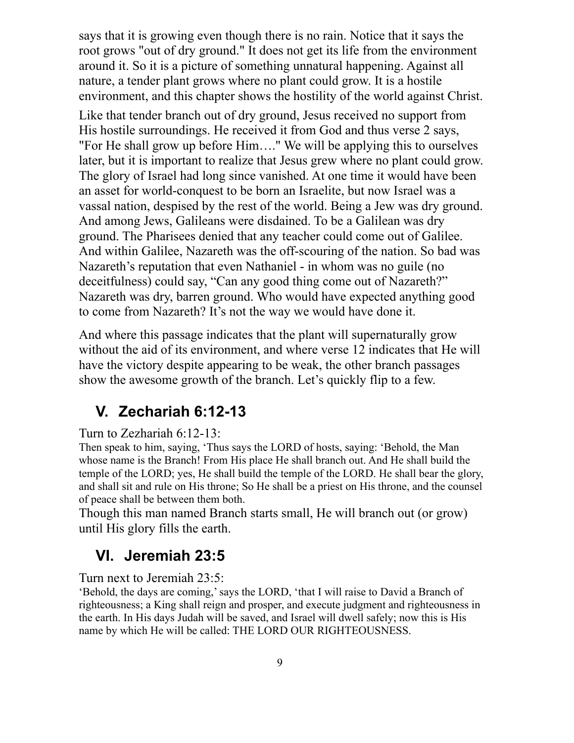says that it is growing even though there is no rain. Notice that it says the root grows "out of dry ground." It does not get its life from the environment around it. So it is a picture of something unnatural happening. Against all nature, a tender plant grows where no plant could grow. It is a hostile environment, and this chapter shows the hostility of the world against Christ.

Like that tender branch out of dry ground, Jesus received no support from His hostile surroundings. He received it from God and thus verse 2 says, "For He shall grow up before Him…." We will be applying this to ourselves later, but it is important to realize that Jesus grew where no plant could grow. The glory of Israel had long since vanished. At one time it would have been an asset for world-conquest to be born an Israelite, but now Israel was a vassal nation, despised by the rest of the world. Being a Jew was dry ground. And among Jews, Galileans were disdained. To be a Galilean was dry ground. The Pharisees denied that any teacher could come out of Galilee. And within Galilee, Nazareth was the off-scouring of the nation. So bad was Nazareth's reputation that even Nathaniel - in whom was no guile (no deceitfulness) could say, "Can any good thing come out of Nazareth?" Nazareth was dry, barren ground. Who would have expected anything good to come from Nazareth? It's not the way we would have done it.

And where this passage indicates that the plant will supernaturally grow without the aid of its environment, and where verse 12 indicates that He will have the victory despite appearing to be weak, the other branch passages show the awesome growth of the branch. Let's quickly flip to a few.

## V. Zechariah 6:12-13

Turn to Zezhariah 6:12-13:

Then speak to him, saying, 'Thus says the LORD of hosts, saying: 'Behold, the Man whose name is the Branch! From His place He shall branch out. And He shall build the temple of the LORD; yes, He shall build the temple of the LORD. He shall bear the glory, and shall sit and rule on His throne; So He shall be a priest on His throne, and the counsel of peace shall be between them both.

Though this man named Branch starts small, He will branch out (or grow) until His glory fills the earth.

## VI. Jeremiah 23:5

Turn next to Jeremiah 23:5:

'Behold, the days are coming,' says the LORD, 'that I will raise to David a Branch of righteousness; a King shall reign and prosper, and execute judgment and righteousness in the earth. In His days Judah will be saved, and Israel will dwell safely; now this is His name by which He will be called: THE LORD OUR RIGHTEOUSNESS.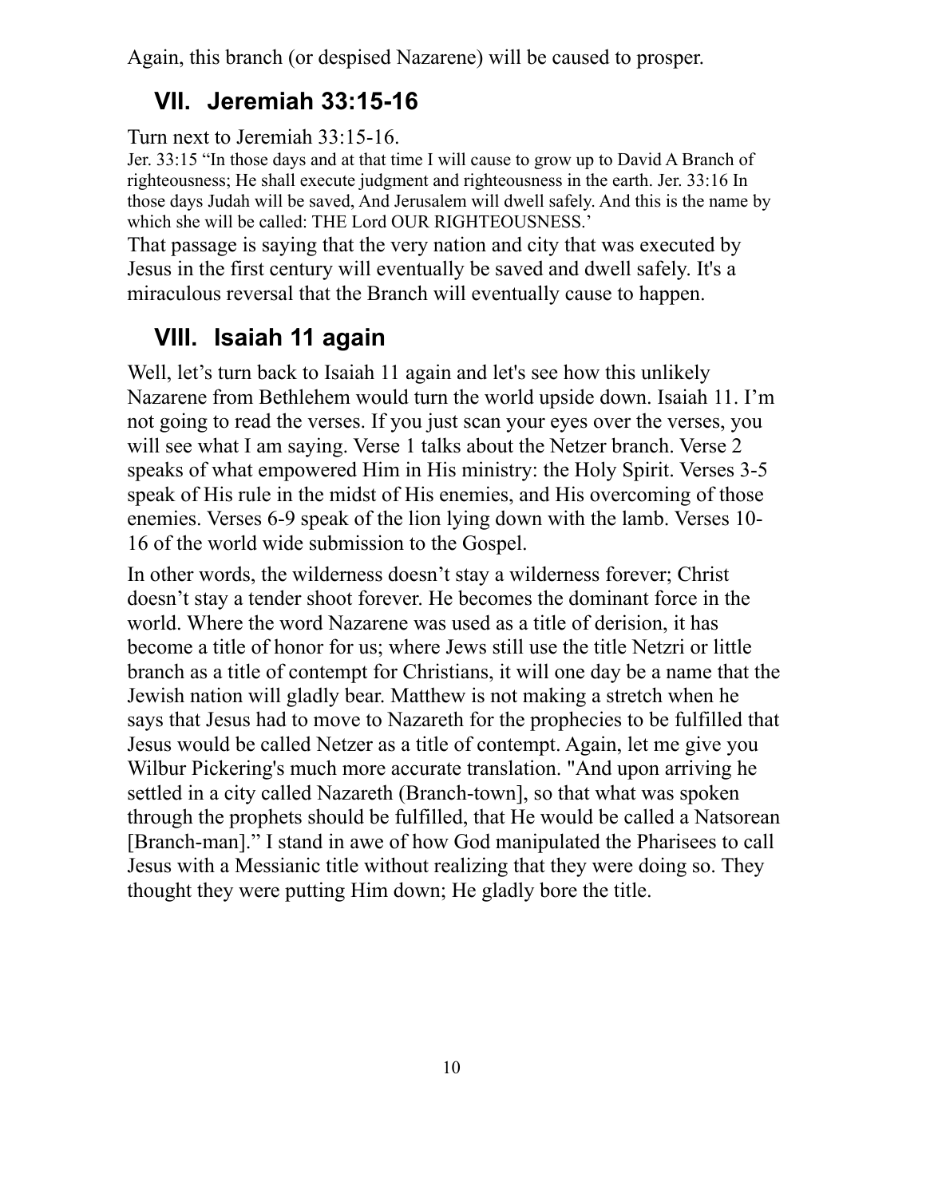Again, this branch (or despised Nazarene) will be caused to prosper.

## VII. Jeremiah 33:15-16

Turn next to Jeremiah 33:15-16.

Jer. 33:15 "In those days and at that time I will cause to grow up to David A Branch of righteousness; He shall execute judgment and righteousness in the earth. Jer. 33:16 In those days Judah will be saved, And Jerusalem will dwell safely. And this is the name by which she will be called: THE Lord OUR RIGHTEOUSNESS.'

That passage is saying that the very nation and city that was executed by Jesus in the first century will eventually be saved and dwell safely. It's a miraculous reversal that the Branch will eventually cause to happen.

## VIII. Isaiah 11 again

Well, let's turn back to Isaiah 11 again and let's see how this unlikely Nazarene from Bethlehem would turn the world upside down. Isaiah 11. I'm not going to read the verses. If you just scan your eyes over the verses, you will see what I am saying. Verse 1 talks about the Netzer branch. Verse 2 speaks of what empowered Him in His ministry: the Holy Spirit. Verses 3-5 speak of His rule in the midst of His enemies, and His overcoming of those enemies. Verses 6-9 speak of the lion lying down with the lamb. Verses 10-16 of the world wide submission to the Gospel.

In other words, the wilderness doesn't stay a wilderness forever; Christ doesn't stay a tender shoot forever. He becomes the dominant force in the world. Where the word Nazarene was used as a title of derision, it has become a title of honor for us; where Jews still use the title Netzri or little branch as a title of contempt for Christians, it will one day be a name that the Jewish nation will gladly bear. Matthew is not making a stretch when he says that Jesus had to move to Nazareth for the prophecies to be fulfilled that Jesus would be called Netzer as a title of contempt. Again, let me give you Wilbur Pickering's much more accurate translation. "And upon arriving he settled in a city called Nazareth (Branch-town], so that what was spoken through the prophets should be fulfilled, that He would be called a Natsorean [Branch-man]." I stand in awe of how God manipulated the Pharisees to call Jesus with a Messianic title without realizing that they were doing so. They thought they were putting Him down; He gladly bore the title.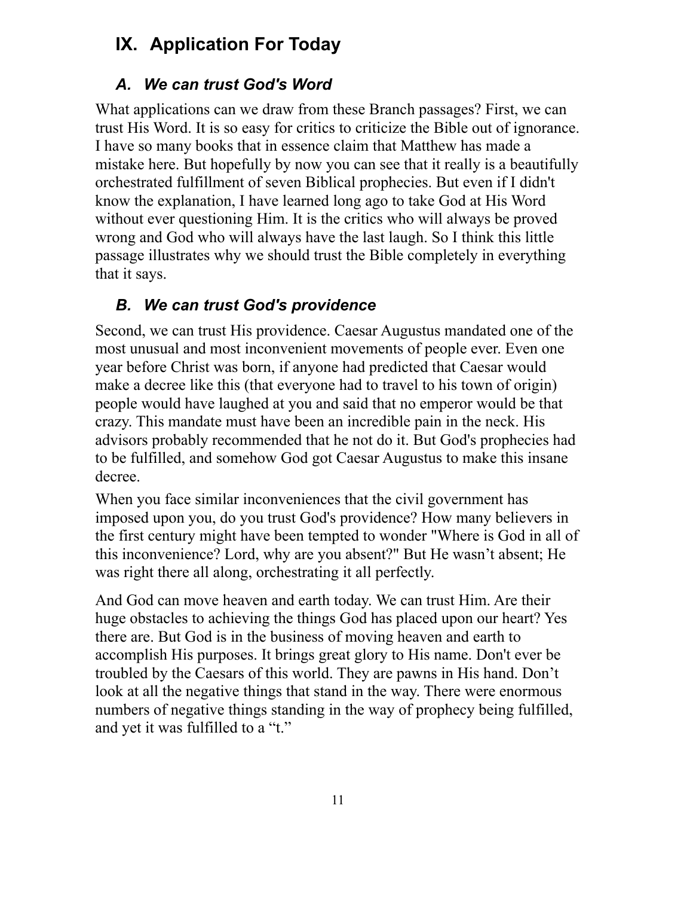# IX. Application For Today

## *A. We can trust God's Word*

What applications can we draw from these Branch passages? First, we can trust His Word. It is so easy for critics to criticize the Bible out of ignorance. I have so many books that in essence claim that Matthew has made a mistake here. But hopefully by now you can see that it really is a beautifully orchestrated fulfillment of seven Biblical prophecies. But even if I didn't know the explanation, I have learned long ago to take God at His Word without ever questioning Him. It is the critics who will always be proved wrong and God who will always have the last laugh. So I think this little passage illustrates why we should trust the Bible completely in everything that it says.

## *B. We can trust God's providence*

Second, we can trust His providence. Caesar Augustus mandated one of the most unusual and most inconvenient movements of people ever. Even one year before Christ was born, if anyone had predicted that Caesar would make a decree like this (that everyone had to travel to his town of origin) people would have laughed at you and said that no emperor would be that crazy. This mandate must have been an incredible pain in the neck. His advisors probably recommended that he not do it. But God's prophecies had to be fulfilled, and somehow God got Caesar Augustus to make this insane decree.

When you face similar inconveniences that the civil government has imposed upon you, do you trust God's providence? How many believers in the first century might have been tempted to wonder "Where is God in all of this inconvenience? Lord, why are you absent?" But He wasn't absent; He was right there all along, orchestrating it all perfectly.

And God can move heaven and earth today. We can trust Him. Are their huge obstacles to achieving the things God has placed upon our heart? Yes there are. But God is in the business of moving heaven and earth to accomplish His purposes. It brings great glory to His name. Don't ever be troubled by the Caesars of this world. They are pawns in His hand. Don't look at all the negative things that stand in the way. There were enormous numbers of negative things standing in the way of prophecy being fulfilled, and yet it was fulfilled to a "t."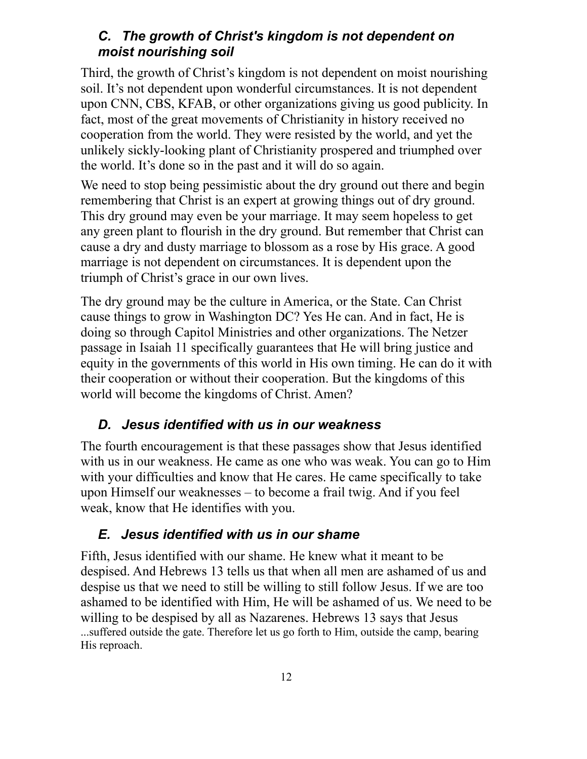### *C. The growth of Christ's kingdom is not dependent on moist nourishing soil*

Third, the growth of Christ's kingdom is not dependent on moist nourishing soil. It's not dependent upon wonderful circumstances. It is not dependent upon CNN, CBS, KFAB, or other organizations giving us good publicity. In fact, most of the great movements of Christianity in history received no cooperation from the world. They were resisted by the world, and yet the unlikely sickly-looking plant of Christianity prospered and triumphed over the world. It's done so in the past and it will do so again.

We need to stop being pessimistic about the dry ground out there and begin remembering that Christ is an expert at growing things out of dry ground. This dry ground may even be your marriage. It may seem hopeless to get any green plant to flourish in the dry ground. But remember that Christ can cause a dry and dusty marriage to blossom as a rose by His grace. A good marriage is not dependent on circumstances. It is dependent upon the triumph of Christ's grace in our own lives.

The dry ground may be the culture in America, or the State. Can Christ cause things to grow in Washington DC? Yes He can. And in fact, He is doing so through Capitol Ministries and other organizations. The Netzer passage in Isaiah 11 specifically guarantees that He will bring justice and equity in the governments of this world in His own timing. He can do it with their cooperation or without their cooperation. But the kingdoms of this world will become the kingdoms of Christ. Amen?

### *D. Jesus identified with us in our weakness*

The fourth encouragement is that these passages show that Jesus identified with us in our weakness. He came as one who was weak. You can go to Him with your difficulties and know that He cares. He came specifically to take upon Himself our weaknesses – to become a frail twig. And if you feel weak, know that He identifies with you.

### *E. Jesus identified with us in our shame*

Fifth, Jesus identified with our shame. He knew what it meant to be despised. And Hebrews 13 tells us that when all men are ashamed of us and despise us that we need to still be willing to still follow Jesus. If we are too ashamed to be identified with Him, He will be ashamed of us. We need to be willing to be despised by all as Nazarenes. Hebrews 13 says that Jesus ...suffered outside the gate. Therefore let us go forth to Him, outside the camp, bearing His reproach.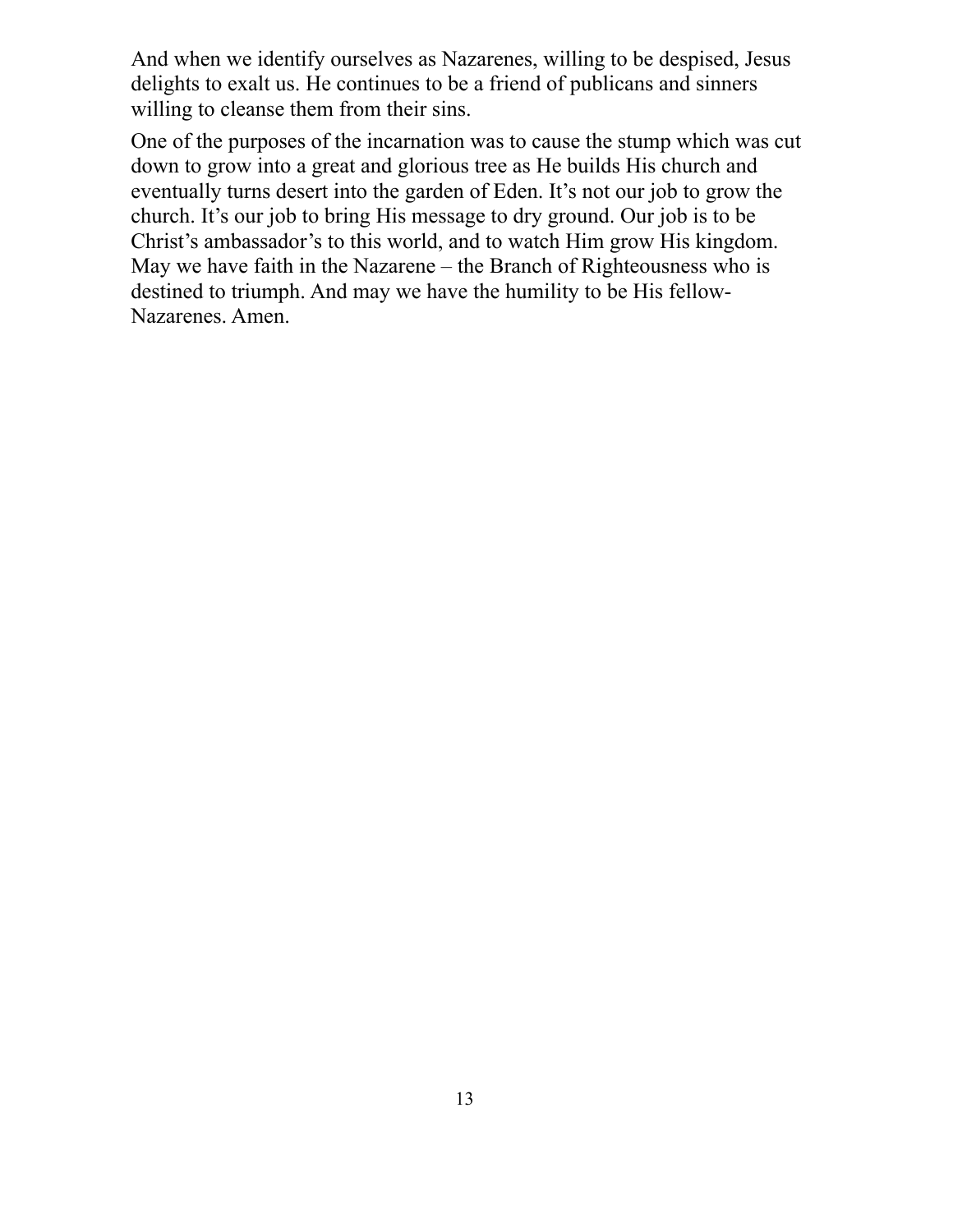And when we identify ourselves as Nazarenes, willing to be despised, Jesus delights to exalt us. He continues to be a friend of publicans and sinners willing to cleanse them from their sins.

One of the purposes of the incarnation was to cause the stump which was cut down to grow into a great and glorious tree as He builds His church and eventually turns desert into the garden of Eden. It's not our job to grow the church. It's our job to bring His message to dry ground. Our job is to be Christ's ambassador's to this world, and to watch Him grow His kingdom. May we have faith in the Nazarene – the Branch of Righteousness who is destined to triumph. And may we have the humility to be His fellow-Nazarenes. Amen.